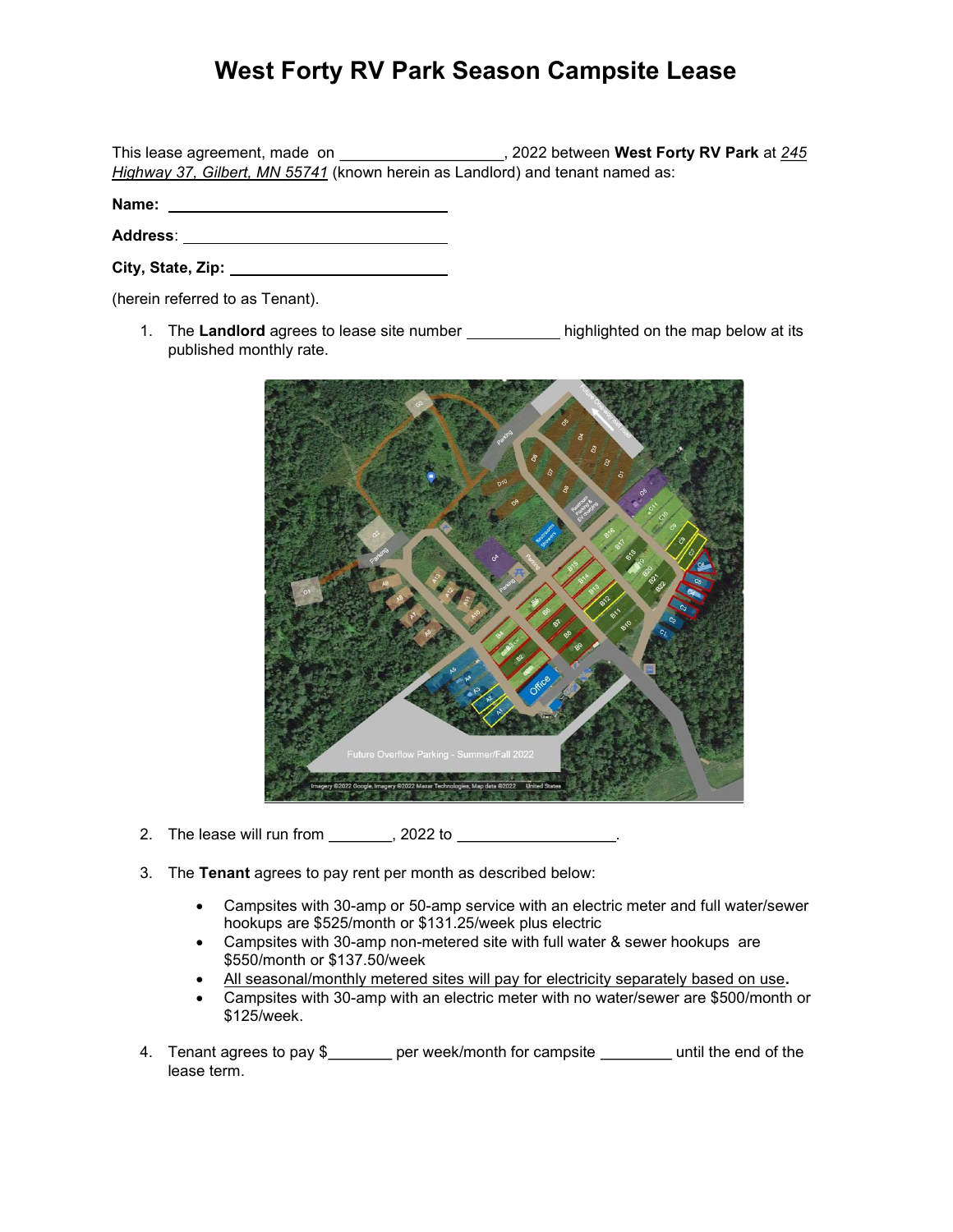# West Forty RV Park Season Campsite Lease

This lease agreement, made on ___________________, 2022 between **West Forty RV Park** at *245 Highway 37, Gilbert, MN 55741* (known herein as Landlord) and tenant named as:

**Name:** ________________________________

**Address**: ______________________________

**City, State, Zip:** _______________________

(herein referred to as Tenant).

1. The **Landlord** agrees to lease site number ___________ highlighted on the map below at its published monthly rate.

2. The lease will run from ________, 2022 to ___________________.

3. The **Tenant** agrees to pay rent per month as described below:

   - Campsites with 30-amp or 50-amp service with an electric meter and full water/sewer hookups are $525/month or $131.25/week plus electric
   - Campsites with 30-amp non-metered site with full water & sewer hookups are $550/month or $137.50/week
   - All seasonal/monthly metered sites will pay for electricity separately based on use.
   - Campsites with 30-amp with an electric meter with no water/sewer are $500/month or $125/week.

4. Tenant agrees to pay $________ per week/month for campsite _________ until the end of the lease term.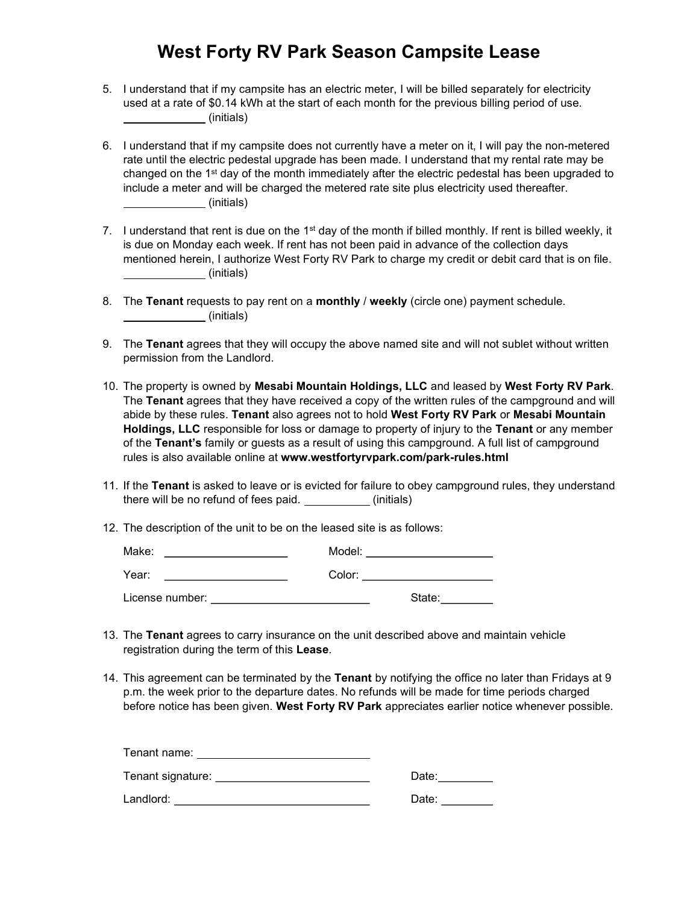# West Forty RV Park Season Campsite Lease

5. I understand that if my campsite has an electric meter, I will be billed separately for electricity used at a rate of $0.14 kWh at the start of each month for the previous billing period of use. ____________ (initials)

6. I understand that if my campsite does not currently have a meter on it, I will pay the non-metered rate until the electric pedestal upgrade has been made. I understand that my rental rate may be changed on the 1st day of the month immediately after the electric pedestal has been upgraded to include a meter and will be charged the metered rate site plus electricity used thereafter. ____________ (initials)

7. I understand that rent is due on the 1st day of the month if billed monthly. If rent is billed weekly, it is due on Monday each week. If rent has not been paid in advance of the collection days mentioned herein, I authorize West Forty RV Park to charge my credit or debit card that is on file. ____________ (initials)

8. The **Tenant** requests to pay rent on a **monthly** / **weekly** (circle one) payment schedule. ____________ (initials)

9. The **Tenant** agrees that they will occupy the above named site and will not sublet without written permission from the Landlord.

10. The property is owned by **Mesabi Mountain Holdings, LLC** and leased by **West Forty RV Park**. The **Tenant** agrees that they have received a copy of the written rules of the campground and will abide by these rules. **Tenant** also agrees not to hold **West Forty RV Park** or **Mesabi Mountain Holdings, LLC** responsible for loss or damage to property of injury to the **Tenant** or any member of the **Tenant's** family or guests as a result of using this campground. A full list of campground rules is also available online at **www.westfortyrvpark.com/park-rules.html**

11. If the **Tenant** is asked to leave or is evicted for failure to obey campground rules, they understand there will be no refund of fees paid. __________ (initials)

12. The description of the unit to be on the leased site is as follows:

    Make: ____________________ Model: ____________________

    Year: ____________________ Color: ____________________

    License number: _________________________ State: ________

13. The **Tenant** agrees to carry insurance on the unit described above and maintain vehicle registration during the term of this **Lease**.

14. This agreement can be terminated by the **Tenant** by notifying the office no later than Fridays at 9 p.m. the week prior to the departure dates. No refunds will be made for time periods charged before notice has been given. **West Forty RV Park** appreciates earlier notice whenever possible.

Tenant name: ___________________________

Tenant signature: ________________________ Date: ________

Landlord: ______________________________ Date: ________